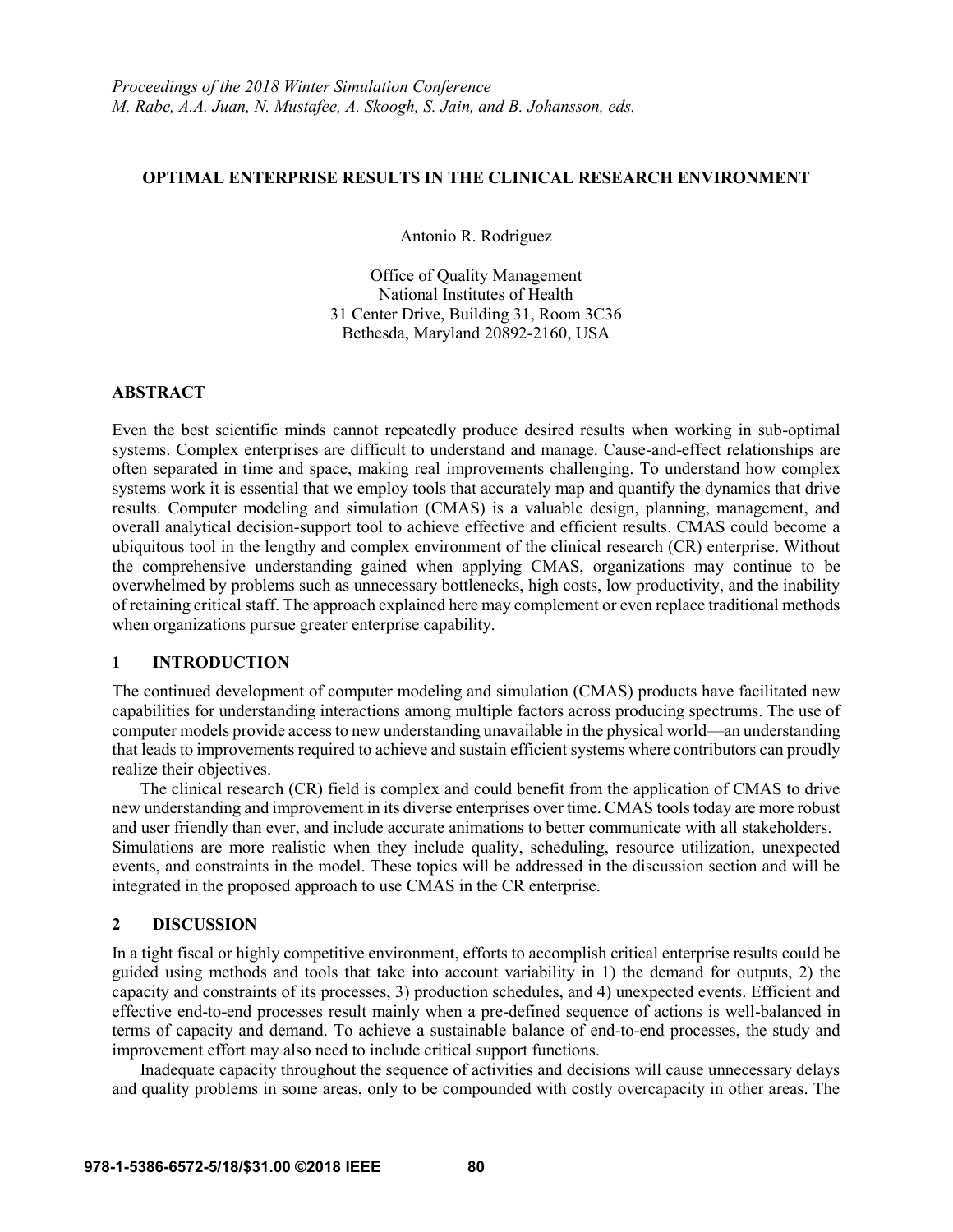*Proceedings of the 2018 Winter Simulation Conference*
*M. Rabe, A.A. Juan, N. Mustafee, A. Skoogh, S. Jain, and B. Johansson, eds.*

# OPTIMAL ENTERPRISE RESULTS IN THE CLINICAL RESEARCH ENVIRONMENT

Antonio R. Rodriguez

Office of Quality Management
National Institutes of Health
31 Center Drive, Building 31, Room 3C36
Bethesda, Maryland 20892-2160, USA

## ABSTRACT

Even the best scientific minds cannot repeatedly produce desired results when working in sub-optimal systems. Complex enterprises are difficult to understand and manage. Cause-and-effect relationships are often separated in time and space, making real improvements challenging. To understand how complex systems work it is essential that we employ tools that accurately map and quantify the dynamics that drive results. Computer modeling and simulation (CMAS) is a valuable design, planning, management, and overall analytical decision-support tool to achieve effective and efficient results. CMAS could become a ubiquitous tool in the lengthy and complex environment of the clinical research (CR) enterprise. Without the comprehensive understanding gained when applying CMAS, organizations may continue to be overwhelmed by problems such as unnecessary bottlenecks, high costs, low productivity, and the inability of retaining critical staff. The approach explained here may complement or even replace traditional methods when organizations pursue greater enterprise capability.

## 1 INTRODUCTION

The continued development of computer modeling and simulation (CMAS) products have facilitated new capabilities for understanding interactions among multiple factors across producing spectrums. The use of computer models provide access to new understanding unavailable in the physical world—an understanding that leads to improvements required to achieve and sustain efficient systems where contributors can proudly realize their objectives.

The clinical research (CR) field is complex and could benefit from the application of CMAS to drive new understanding and improvement in its diverse enterprises over time. CMAS tools today are more robust and user friendly than ever, and include accurate animations to better communicate with all stakeholders. Simulations are more realistic when they include quality, scheduling, resource utilization, unexpected events, and constraints in the model. These topics will be addressed in the discussion section and will be integrated in the proposed approach to use CMAS in the CR enterprise.

## 2 DISCUSSION

In a tight fiscal or highly competitive environment, efforts to accomplish critical enterprise results could be guided using methods and tools that take into account variability in 1) the demand for outputs, 2) the capacity and constraints of its processes, 3) production schedules, and 4) unexpected events. Efficient and effective end-to-end processes result mainly when a pre-defined sequence of actions is well-balanced in terms of capacity and demand. To achieve a sustainable balance of end-to-end processes, the study and improvement effort may also need to include critical support functions.

Inadequate capacity throughout the sequence of activities and decisions will cause unnecessary delays and quality problems in some areas, only to be compounded with costly overcapacity in other areas. The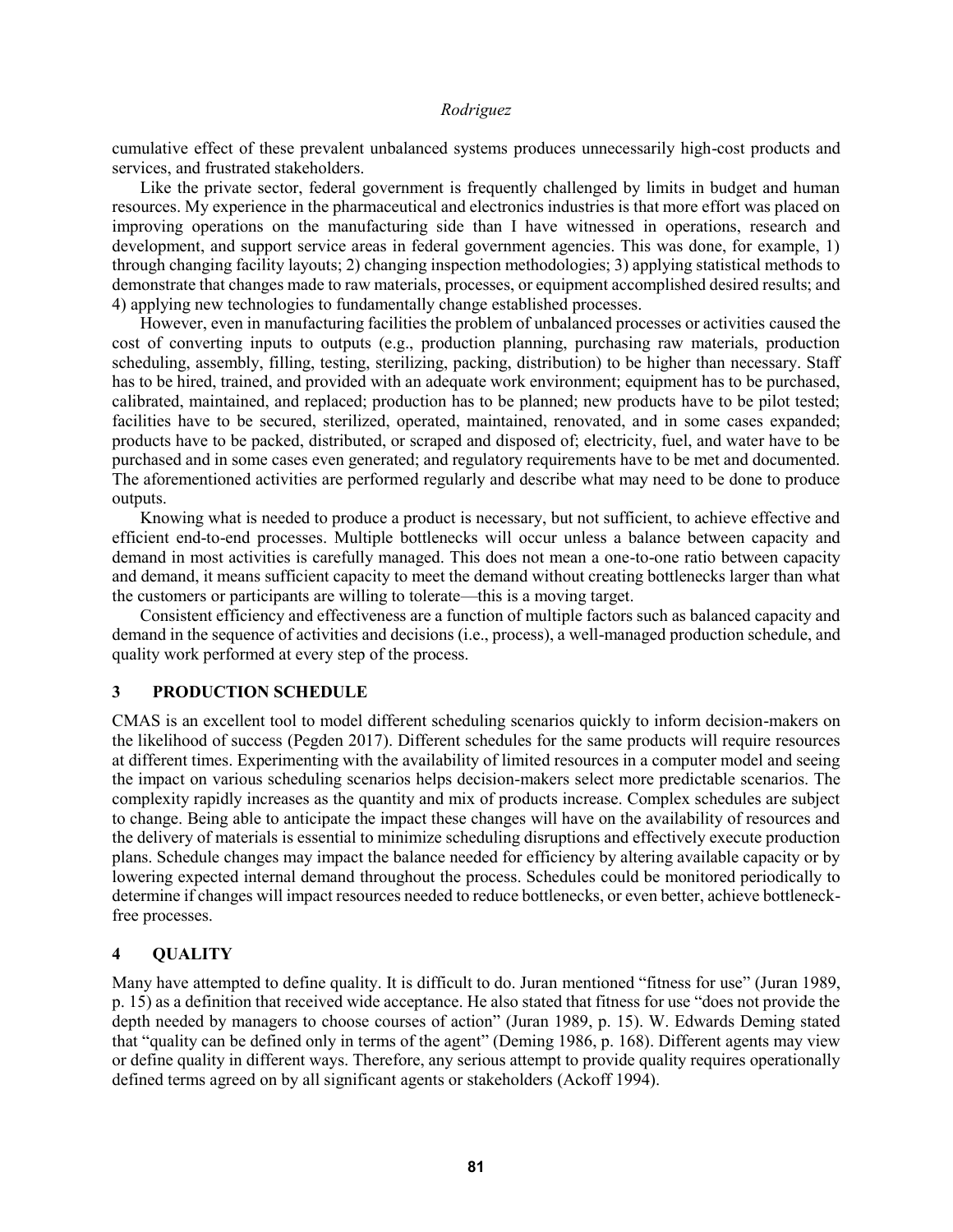cumulative effect of these prevalent unbalanced systems produces unnecessarily high-cost products and services, and frustrated stakeholders.

Like the private sector, federal government is frequently challenged by limits in budget and human resources. My experience in the pharmaceutical and electronics industries is that more effort was placed on improving operations on the manufacturing side than I have witnessed in operations, research and development, and support service areas in federal government agencies. This was done, for example, 1) through changing facility layouts; 2) changing inspection methodologies; 3) applying statistical methods to demonstrate that changes made to raw materials, processes, or equipment accomplished desired results; and 4) applying new technologies to fundamentally change established processes.

However, even in manufacturing facilities the problem of unbalanced processes or activities caused the cost of converting inputs to outputs (e.g., production planning, purchasing raw materials, production scheduling, assembly, filling, testing, sterilizing, packing, distribution) to be higher than necessary. Staff has to be hired, trained, and provided with an adequate work environment; equipment has to be purchased, calibrated, maintained, and replaced; production has to be planned; new products have to be pilot tested; facilities have to be secured, sterilized, operated, maintained, renovated, and in some cases expanded; products have to be packed, distributed, or scraped and disposed of; electricity, fuel, and water have to be purchased and in some cases even generated; and regulatory requirements have to be met and documented. The aforementioned activities are performed regularly and describe what may need to be done to produce outputs.

Knowing what is needed to produce a product is necessary, but not sufficient, to achieve effective and efficient end-to-end processes. Multiple bottlenecks will occur unless a balance between capacity and demand in most activities is carefully managed. This does not mean a one-to-one ratio between capacity and demand, it means sufficient capacity to meet the demand without creating bottlenecks larger than what the customers or participants are willing to tolerate—this is a moving target.

Consistent efficiency and effectiveness are a function of multiple factors such as balanced capacity and demand in the sequence of activities and decisions (i.e., process), a well-managed production schedule, and quality work performed at every step of the process.

## 3 PRODUCTION SCHEDULE

CMAS is an excellent tool to model different scheduling scenarios quickly to inform decision-makers on the likelihood of success (Pegden 2017). Different schedules for the same products will require resources at different times. Experimenting with the availability of limited resources in a computer model and seeing the impact on various scheduling scenarios helps decision-makers select more predictable scenarios. The complexity rapidly increases as the quantity and mix of products increase. Complex schedules are subject to change. Being able to anticipate the impact these changes will have on the availability of resources and the delivery of materials is essential to minimize scheduling disruptions and effectively execute production plans. Schedule changes may impact the balance needed for efficiency by altering available capacity or by lowering expected internal demand throughout the process. Schedules could be monitored periodically to determine if changes will impact resources needed to reduce bottlenecks, or even better, achieve bottleneck-free processes.

## 4 QUALITY

Many have attempted to define quality. It is difficult to do. Juran mentioned "fitness for use" (Juran 1989, p. 15) as a definition that received wide acceptance. He also stated that fitness for use "does not provide the depth needed by managers to choose courses of action" (Juran 1989, p. 15). W. Edwards Deming stated that "quality can be defined only in terms of the agent" (Deming 1986, p. 168). Different agents may view or define quality in different ways. Therefore, any serious attempt to provide quality requires operationally defined terms agreed on by all significant agents or stakeholders (Ackoff 1994).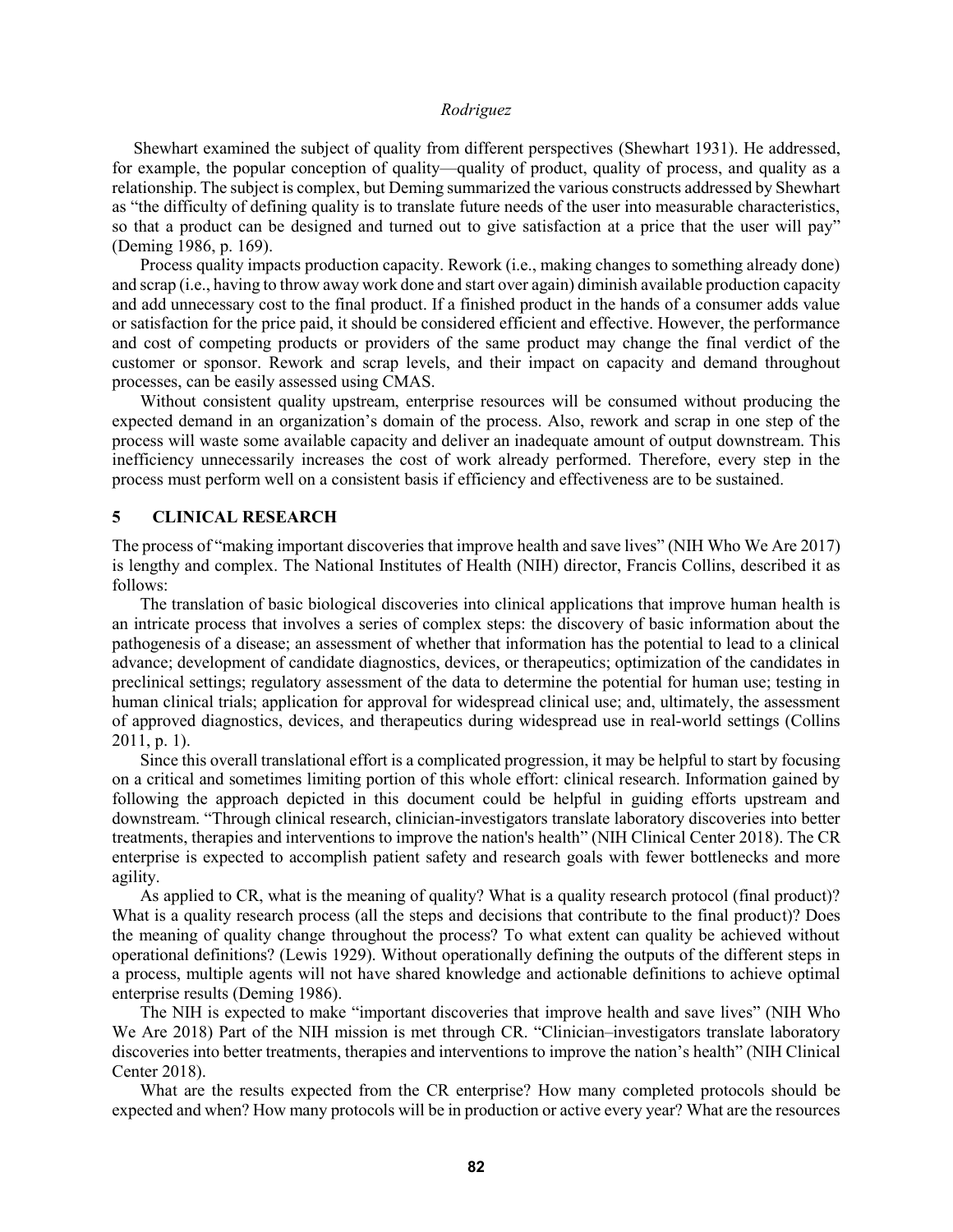Shewhart examined the subject of quality from different perspectives (Shewhart 1931). He addressed, for example, the popular conception of quality—quality of product, quality of process, and quality as a relationship. The subject is complex, but Deming summarized the various constructs addressed by Shewhart as "the difficulty of defining quality is to translate future needs of the user into measurable characteristics, so that a product can be designed and turned out to give satisfaction at a price that the user will pay" (Deming 1986, p. 169).

Process quality impacts production capacity. Rework (i.e., making changes to something already done) and scrap (i.e., having to throw away work done and start over again) diminish available production capacity and add unnecessary cost to the final product. If a finished product in the hands of a consumer adds value or satisfaction for the price paid, it should be considered efficient and effective. However, the performance and cost of competing products or providers of the same product may change the final verdict of the customer or sponsor. Rework and scrap levels, and their impact on capacity and demand throughout processes, can be easily assessed using CMAS.

Without consistent quality upstream, enterprise resources will be consumed without producing the expected demand in an organization's domain of the process. Also, rework and scrap in one step of the process will waste some available capacity and deliver an inadequate amount of output downstream. This inefficiency unnecessarily increases the cost of work already performed. Therefore, every step in the process must perform well on a consistent basis if efficiency and effectiveness are to be sustained.

## 5 CLINICAL RESEARCH

The process of "making important discoveries that improve health and save lives" (NIH Who We Are 2017) is lengthy and complex. The National Institutes of Health (NIH) director, Francis Collins, described it as follows:

The translation of basic biological discoveries into clinical applications that improve human health is an intricate process that involves a series of complex steps: the discovery of basic information about the pathogenesis of a disease; an assessment of whether that information has the potential to lead to a clinical advance; development of candidate diagnostics, devices, or therapeutics; optimization of the candidates in preclinical settings; regulatory assessment of the data to determine the potential for human use; testing in human clinical trials; application for approval for widespread clinical use; and, ultimately, the assessment of approved diagnostics, devices, and therapeutics during widespread use in real-world settings (Collins 2011, p. 1).

Since this overall translational effort is a complicated progression, it may be helpful to start by focusing on a critical and sometimes limiting portion of this whole effort: clinical research. Information gained by following the approach depicted in this document could be helpful in guiding efforts upstream and downstream. "Through clinical research, clinician-investigators translate laboratory discoveries into better treatments, therapies and interventions to improve the nation's health" (NIH Clinical Center 2018). The CR enterprise is expected to accomplish patient safety and research goals with fewer bottlenecks and more agility.

As applied to CR, what is the meaning of quality? What is a quality research protocol (final product)? What is a quality research process (all the steps and decisions that contribute to the final product)? Does the meaning of quality change throughout the process? To what extent can quality be achieved without operational definitions? (Lewis 1929). Without operationally defining the outputs of the different steps in a process, multiple agents will not have shared knowledge and actionable definitions to achieve optimal enterprise results (Deming 1986).

The NIH is expected to make "important discoveries that improve health and save lives" (NIH Who We Are 2018) Part of the NIH mission is met through CR. "Clinician–investigators translate laboratory discoveries into better treatments, therapies and interventions to improve the nation's health" (NIH Clinical Center 2018).

What are the results expected from the CR enterprise? How many completed protocols should be expected and when? How many protocols will be in production or active every year? What are the resources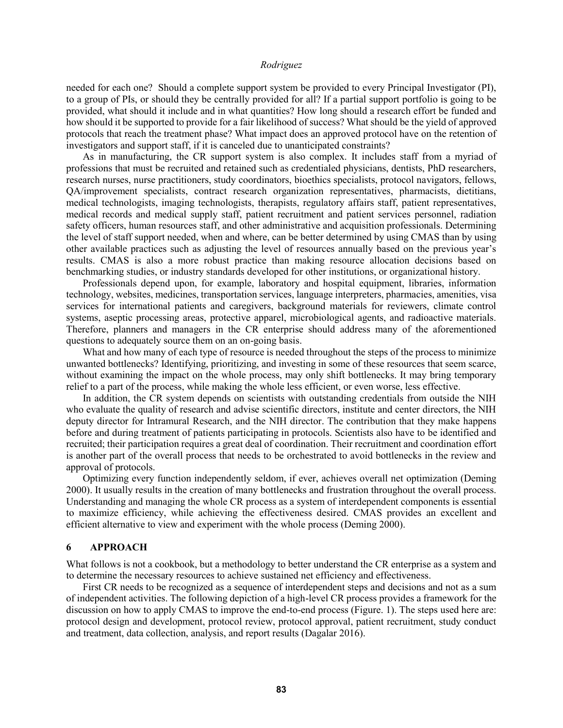needed for each one? Should a complete support system be provided to every Principal Investigator (PI), to a group of PIs, or should they be centrally provided for all? If a partial support portfolio is going to be provided, what should it include and in what quantities? How long should a research effort be funded and how should it be supported to provide for a fair likelihood of success? What should be the yield of approved protocols that reach the treatment phase? What impact does an approved protocol have on the retention of investigators and support staff, if it is canceled due to unanticipated constraints?

As in manufacturing, the CR support system is also complex. It includes staff from a myriad of professions that must be recruited and retained such as credentialed physicians, dentists, PhD researchers, research nurses, nurse practitioners, study coordinators, bioethics specialists, protocol navigators, fellows, QA/improvement specialists, contract research organization representatives, pharmacists, dietitians, medical technologists, imaging technologists, therapists, regulatory affairs staff, patient representatives, medical records and medical supply staff, patient recruitment and patient services personnel, radiation safety officers, human resources staff, and other administrative and acquisition professionals. Determining the level of staff support needed, when and where, can be better determined by using CMAS than by using other available practices such as adjusting the level of resources annually based on the previous year's results. CMAS is also a more robust practice than making resource allocation decisions based on benchmarking studies, or industry standards developed for other institutions, or organizational history.

Professionals depend upon, for example, laboratory and hospital equipment, libraries, information technology, websites, medicines, transportation services, language interpreters, pharmacies, amenities, visa services for international patients and caregivers, background materials for reviewers, climate control systems, aseptic processing areas, protective apparel, microbiological agents, and radioactive materials. Therefore, planners and managers in the CR enterprise should address many of the aforementioned questions to adequately source them on an on-going basis.

What and how many of each type of resource is needed throughout the steps of the process to minimize unwanted bottlenecks? Identifying, prioritizing, and investing in some of these resources that seem scarce, without examining the impact on the whole process, may only shift bottlenecks. It may bring temporary relief to a part of the process, while making the whole less efficient, or even worse, less effective.

In addition, the CR system depends on scientists with outstanding credentials from outside the NIH who evaluate the quality of research and advise scientific directors, institute and center directors, the NIH deputy director for Intramural Research, and the NIH director. The contribution that they make happens before and during treatment of patients participating in protocols. Scientists also have to be identified and recruited; their participation requires a great deal of coordination. Their recruitment and coordination effort is another part of the overall process that needs to be orchestrated to avoid bottlenecks in the review and approval of protocols.

Optimizing every function independently seldom, if ever, achieves overall net optimization (Deming 2000). It usually results in the creation of many bottlenecks and frustration throughout the overall process. Understanding and managing the whole CR process as a system of interdependent components is essential to maximize efficiency, while achieving the effectiveness desired. CMAS provides an excellent and efficient alternative to view and experiment with the whole process (Deming 2000).

## 6 APPROACH

What follows is not a cookbook, but a methodology to better understand the CR enterprise as a system and to determine the necessary resources to achieve sustained net efficiency and effectiveness.

First CR needs to be recognized as a sequence of interdependent steps and decisions and not as a sum of independent activities. The following depiction of a high-level CR process provides a framework for the discussion on how to apply CMAS to improve the end-to-end process (Figure. 1). The steps used here are: protocol design and development, protocol review, protocol approval, patient recruitment, study conduct and treatment, data collection, analysis, and report results (Dagalar 2016).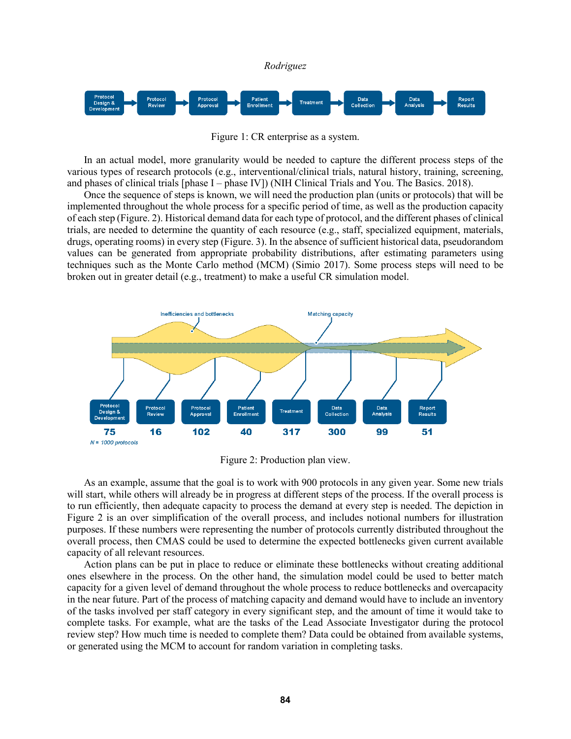Protocol Design & Development
Protocol Review
Protocol Approval
Patient Enrollment
Treatment
Data Collection
Data Analysis
Report Results

Figure 1: CR enterprise as a system.

In an actual model, more granularity would be needed to capture the different process steps of the various types of research protocols (e.g., interventional/clinical trials, natural history, training, screening, and phases of clinical trials [phase I – phase IV]) (NIH Clinical Trials and You. The Basics. 2018).

Once the sequence of steps is known, we will need the production plan (units or protocols) that will be implemented throughout the whole process for a specific period of time, as well as the production capacity of each step (Figure. 2). Historical demand data for each type of protocol, and the different phases of clinical trials, are needed to determine the quantity of each resource (e.g., staff, specialized equipment, materials, drugs, operating rooms) in every step (Figure. 3). In the absence of sufficient historical data, pseudorandom values can be generated from appropriate probability distributions, after estimating parameters using techniques such as the Monte Carlo method (MCM) (Simio 2017). Some process steps will need to be broken out in greater detail (e.g., treatment) to make a useful CR simulation model.

Inefficiencies and bottlenecks
Matching capacity

Protocol Design & Development 75
Protocol Review 16
Protocol Approval 102
Patient Enrollment 40
Treatment 317
Data Collection 300
Data Analysis 99
Report Results 51

N = 1000 protocols

Figure 2: Production plan view.

As an example, assume that the goal is to work with 900 protocols in any given year. Some new trials will start, while others will already be in progress at different steps of the process. If the overall process is to run efficiently, then adequate capacity to process the demand at every step is needed. The depiction in Figure 2 is an over simplification of the overall process, and includes notional numbers for illustration purposes. If these numbers were representing the number of protocols currently distributed throughout the overall process, then CMAS could be used to determine the expected bottlenecks given current available capacity of all relevant resources.

Action plans can be put in place to reduce or eliminate these bottlenecks without creating additional ones elsewhere in the process. On the other hand, the simulation model could be used to better match capacity for a given level of demand throughout the whole process to reduce bottlenecks and overcapacity in the near future. Part of the process of matching capacity and demand would have to include an inventory of the tasks involved per staff category in every significant step, and the amount of time it would take to complete tasks. For example, what are the tasks of the Lead Associate Investigator during the protocol review step? How much time is needed to complete them? Data could be obtained from available systems, or generated using the MCM to account for random variation in completing tasks.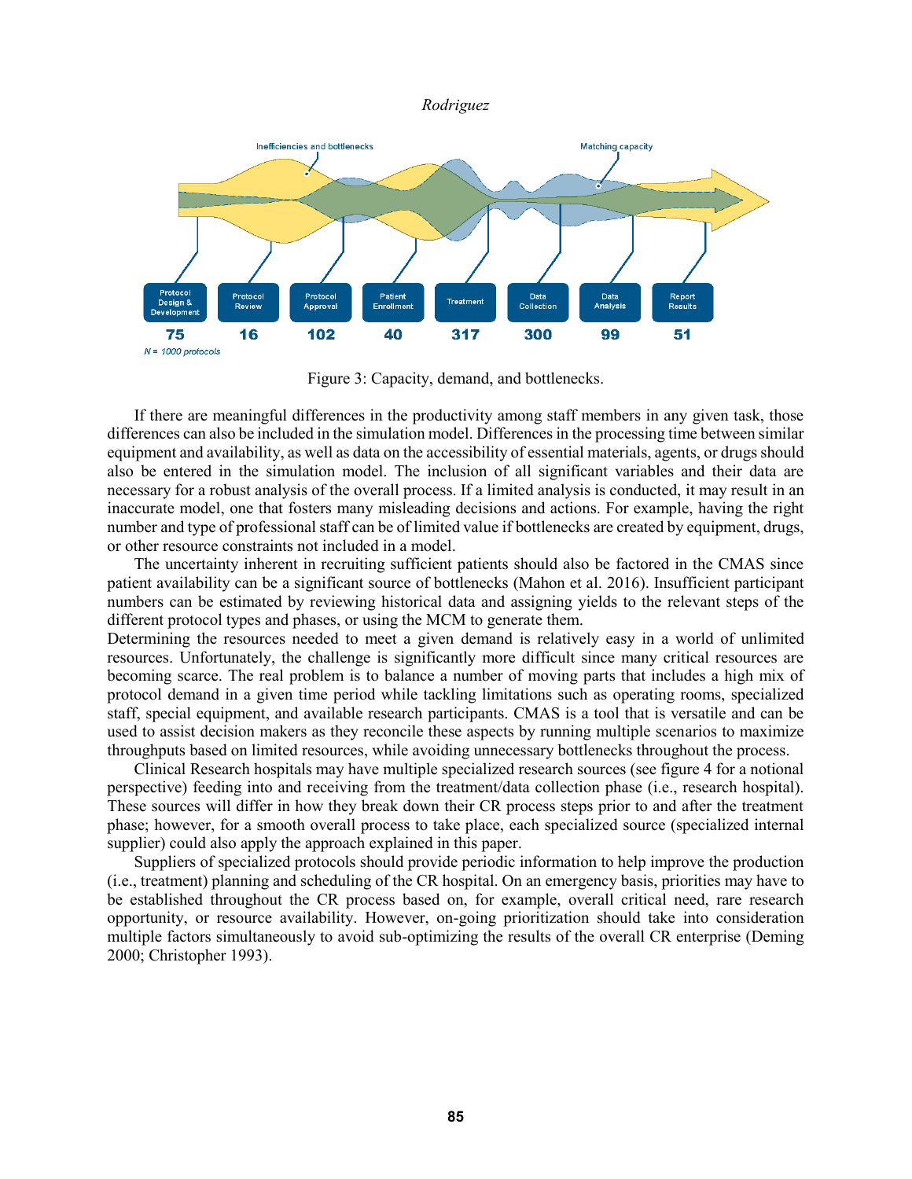Inefficiencies and bottlenecks

Matching capacity

Protocol Design & Development

Protocol Review

Protocol Approval

Patient Enrollment

Treatment

Data Collection

Data Analysis

Report Results

75

16

102

40

317

300

99

51

*N = 1000 protocols*

Figure 3: Capacity, demand, and bottlenecks.

If there are meaningful differences in the productivity among staff members in any given task, those differences can also be included in the simulation model. Differences in the processing time between similar equipment and availability, as well as data on the accessibility of essential materials, agents, or drugs should also be entered in the simulation model. The inclusion of all significant variables and their data are necessary for a robust analysis of the overall process. If a limited analysis is conducted, it may result in an inaccurate model, one that fosters many misleading decisions and actions. For example, having the right number and type of professional staff can be of limited value if bottlenecks are created by equipment, drugs, or other resource constraints not included in a model.

The uncertainty inherent in recruiting sufficient patients should also be factored in the CMAS since patient availability can be a significant source of bottlenecks (Mahon et al. 2016). Insufficient participant numbers can be estimated by reviewing historical data and assigning yields to the relevant steps of the different protocol types and phases, or using the MCM to generate them.

Determining the resources needed to meet a given demand is relatively easy in a world of unlimited resources. Unfortunately, the challenge is significantly more difficult since many critical resources are becoming scarce. The real problem is to balance a number of moving parts that includes a high mix of protocol demand in a given time period while tackling limitations such as operating rooms, specialized staff, special equipment, and available research participants. CMAS is a tool that is versatile and can be used to assist decision makers as they reconcile these aspects by running multiple scenarios to maximize throughputs based on limited resources, while avoiding unnecessary bottlenecks throughout the process.

Clinical Research hospitals may have multiple specialized research sources (see figure 4 for a notional perspective) feeding into and receiving from the treatment/data collection phase (i.e., research hospital). These sources will differ in how they break down their CR process steps prior to and after the treatment phase; however, for a smooth overall process to take place, each specialized source (specialized internal supplier) could also apply the approach explained in this paper.

Suppliers of specialized protocols should provide periodic information to help improve the production (i.e., treatment) planning and scheduling of the CR hospital. On an emergency basis, priorities may have to be established throughout the CR process based on, for example, overall critical need, rare research opportunity, or resource availability. However, on-going prioritization should take into consideration multiple factors simultaneously to avoid sub-optimizing the results of the overall CR enterprise (Deming 2000; Christopher 1993).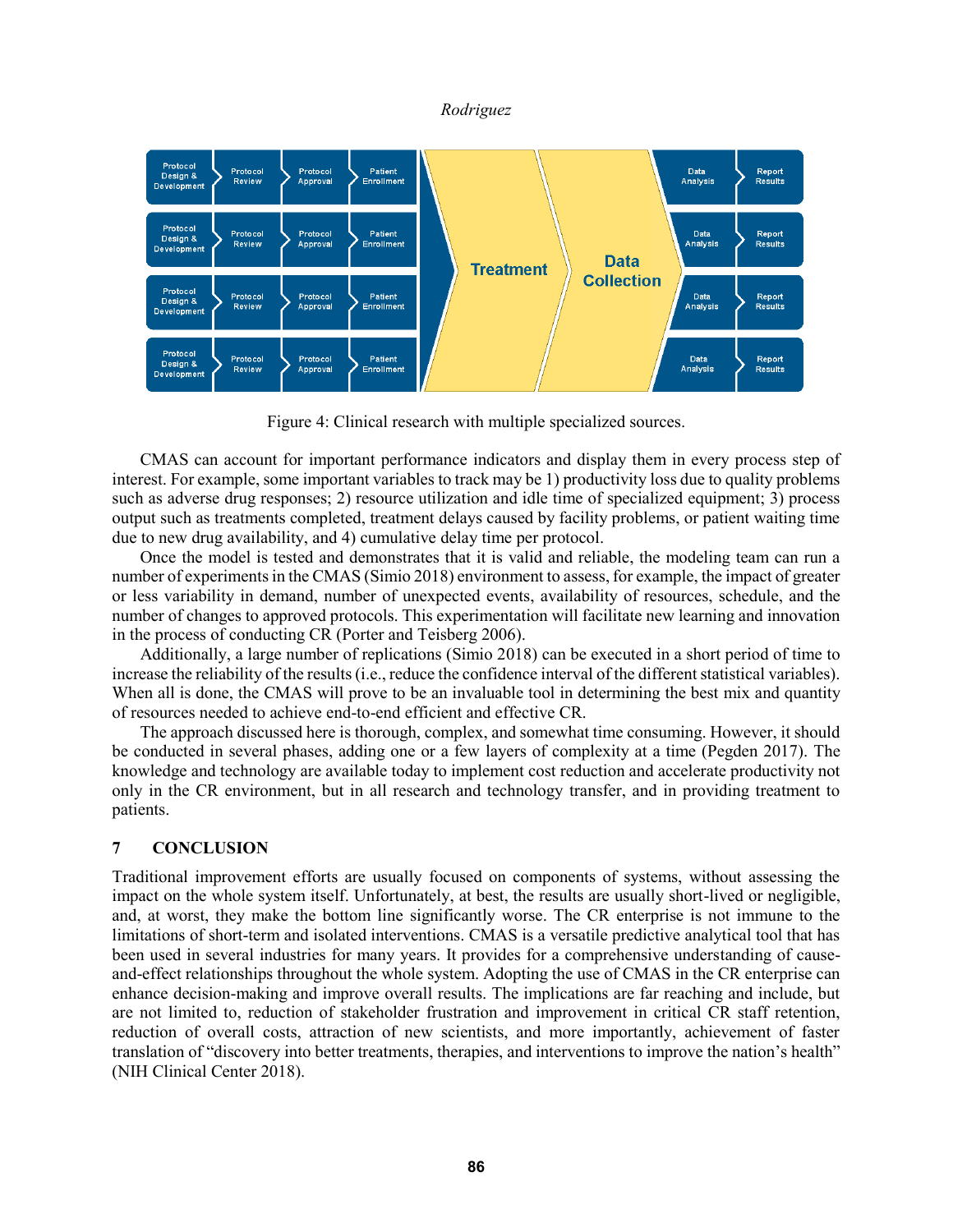Protocol Design & Development
Protocol Review
Protocol Approval
Patient Enrollment
Protocol Design & Development
Protocol Review
Protocol Approval
Patient Enrollment
Protocol Design & Development
Protocol Review
Protocol Approval
Patient Enrollment
Protocol Design & Development
Protocol Review
Protocol Approval
Patient Enrollment
Treatment
Data Collection
Data Analysis
Report Results
Data Analysis
Report Results
Data Analysis
Report Results
Data Analysis
Report Results

Figure 4: Clinical research with multiple specialized sources.

CMAS can account for important performance indicators and display them in every process step of interest. For example, some important variables to track may be 1) productivity loss due to quality problems such as adverse drug responses; 2) resource utilization and idle time of specialized equipment; 3) process output such as treatments completed, treatment delays caused by facility problems, or patient waiting time due to new drug availability, and 4) cumulative delay time per protocol.

Once the model is tested and demonstrates that it is valid and reliable, the modeling team can run a number of experiments in the CMAS (Simio 2018) environment to assess, for example, the impact of greater or less variability in demand, number of unexpected events, availability of resources, schedule, and the number of changes to approved protocols. This experimentation will facilitate new learning and innovation in the process of conducting CR (Porter and Teisberg 2006).

Additionally, a large number of replications (Simio 2018) can be executed in a short period of time to increase the reliability of the results (i.e., reduce the confidence interval of the different statistical variables). When all is done, the CMAS will prove to be an invaluable tool in determining the best mix and quantity of resources needed to achieve end-to-end efficient and effective CR.

The approach discussed here is thorough, complex, and somewhat time consuming. However, it should be conducted in several phases, adding one or a few layers of complexity at a time (Pegden 2017). The knowledge and technology are available today to implement cost reduction and accelerate productivity not only in the CR environment, but in all research and technology transfer, and in providing treatment to patients.

## 7 CONCLUSION

Traditional improvement efforts are usually focused on components of systems, without assessing the impact on the whole system itself. Unfortunately, at best, the results are usually short-lived or negligible, and, at worst, they make the bottom line significantly worse. The CR enterprise is not immune to the limitations of short-term and isolated interventions. CMAS is a versatile predictive analytical tool that has been used in several industries for many years. It provides for a comprehensive understanding of cause-and-effect relationships throughout the whole system. Adopting the use of CMAS in the CR enterprise can enhance decision-making and improve overall results. The implications are far reaching and include, but are not limited to, reduction of stakeholder frustration and improvement in critical CR staff retention, reduction of overall costs, attraction of new scientists, and more importantly, achievement of faster translation of "discovery into better treatments, therapies, and interventions to improve the nation's health" (NIH Clinical Center 2018).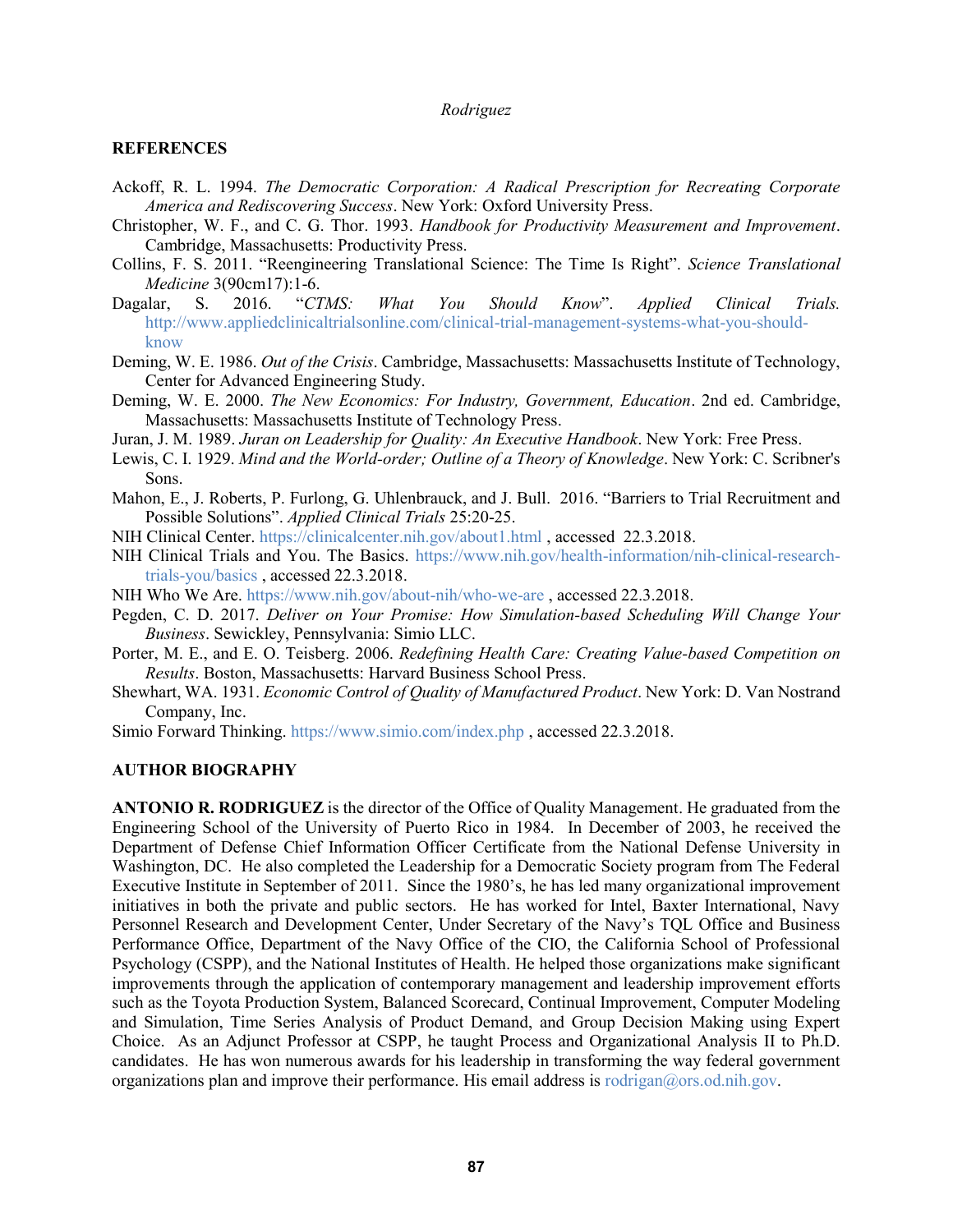## REFERENCES

Ackoff, R. L. 1994. *The Democratic Corporation: A Radical Prescription for Recreating Corporate America and Rediscovering Success*. New York: Oxford University Press.

Christopher, W. F., and C. G. Thor. 1993. *Handbook for Productivity Measurement and Improvement*. Cambridge, Massachusetts: Productivity Press.

Collins, F. S. 2011. "Reengineering Translational Science: The Time Is Right". *Science Translational Medicine* 3(90cm17):1-6.

Dagalar, S. 2016. "*CTMS: What You Should Know*". *Applied Clinical Trials.* http://www.appliedclinicaltrialsonline.com/clinical-trial-management-systems-what-you-should-know

Deming, W. E. 1986. *Out of the Crisis*. Cambridge, Massachusetts: Massachusetts Institute of Technology, Center for Advanced Engineering Study.

Deming, W. E. 2000. *The New Economics: For Industry, Government, Education*. 2nd ed. Cambridge, Massachusetts: Massachusetts Institute of Technology Press.

Juran, J. M. 1989. *Juran on Leadership for Quality: An Executive Handbook*. New York: Free Press.

Lewis, C. I. 1929. *Mind and the World-order; Outline of a Theory of Knowledge*. New York: C. Scribner's Sons.

Mahon, E., J. Roberts, P. Furlong, G. Uhlenbrauck, and J. Bull. 2016. "Barriers to Trial Recruitment and Possible Solutions". *Applied Clinical Trials* 25:20-25.

NIH Clinical Center. https://clinicalcenter.nih.gov/about1.html , accessed 22.3.2018.

NIH Clinical Trials and You. The Basics. https://www.nih.gov/health-information/nih-clinical-research-trials-you/basics , accessed 22.3.2018.

NIH Who We Are. https://www.nih.gov/about-nih/who-we-are , accessed 22.3.2018.

Pegden, C. D. 2017. *Deliver on Your Promise: How Simulation-based Scheduling Will Change Your Business*. Sewickley, Pennsylvania: Simio LLC.

Porter, M. E., and E. O. Teisberg. 2006. *Redefining Health Care: Creating Value-based Competition on Results*. Boston, Massachusetts: Harvard Business School Press.

Shewhart, WA. 1931. *Economic Control of Quality of Manufactured Product*. New York: D. Van Nostrand Company, Inc.

Simio Forward Thinking. https://www.simio.com/index.php , accessed 22.3.2018.

## AUTHOR BIOGRAPHY

**ANTONIO R. RODRIGUEZ** is the director of the Office of Quality Management. He graduated from the Engineering School of the University of Puerto Rico in 1984. In December of 2003, he received the Department of Defense Chief Information Officer Certificate from the National Defense University in Washington, DC. He also completed the Leadership for a Democratic Society program from The Federal Executive Institute in September of 2011. Since the 1980's, he has led many organizational improvement initiatives in both the private and public sectors. He has worked for Intel, Baxter International, Navy Personnel Research and Development Center, Under Secretary of the Navy's TQL Office and Business Performance Office, Department of the Navy Office of the CIO, the California School of Professional Psychology (CSPP), and the National Institutes of Health. He helped those organizations make significant improvements through the application of contemporary management and leadership improvement efforts such as the Toyota Production System, Balanced Scorecard, Continual Improvement, Computer Modeling and Simulation, Time Series Analysis of Product Demand, and Group Decision Making using Expert Choice. As an Adjunct Professor at CSPP, he taught Process and Organizational Analysis II to Ph.D. candidates. He has won numerous awards for his leadership in transforming the way federal government organizations plan and improve their performance. His email address is rodrigan@ors.od.nih.gov.